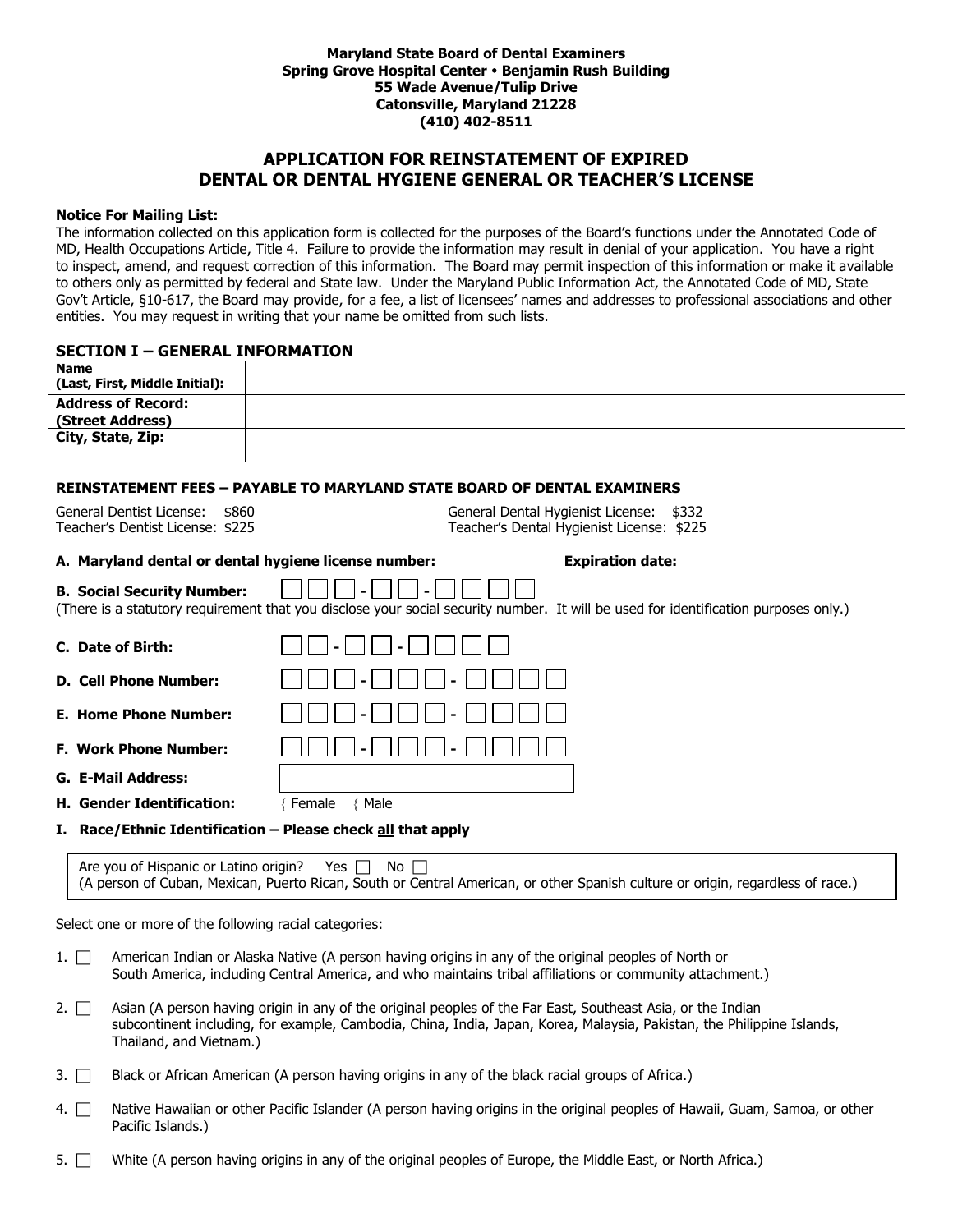**Maryland State Board of Dental Examiners**
**Spring Grove Hospital Center • Benjamin Rush Building**
**55 Wade Avenue/Tulip Drive**
**Catonsville, Maryland 21228**
**(410) 402-8511**

# APPLICATION FOR REINSTATEMENT OF EXPIRED DENTAL OR DENTAL HYGIENE GENERAL OR TEACHER'S LICENSE

**Notice For Mailing List:**
The information collected on this application form is collected for the purposes of the Board's functions under the Annotated Code of MD, Health Occupations Article, Title 4. Failure to provide the information may result in denial of your application. You have a right to inspect, amend, and request correction of this information. The Board may permit inspection of this information or make it available to others only as permitted by federal and State law. Under the Maryland Public Information Act, the Annotated Code of MD, State Gov't Article, §10-617, the Board may provide, for a fee, a list of licensees' names and addresses to professional associations and other entities. You may request in writing that your name be omitted from such lists.

## SECTION I – GENERAL INFORMATION

| **Name (Last, First, Middle Initial):** | |
|---|---|
| **Address of Record: (Street Address)** | |
| **City, State, Zip:** | |

**REINSTATEMENT FEES – PAYABLE TO MARYLAND STATE BOARD OF DENTAL EXAMINERS**

General Dentist License: $860
Teacher's Dentist License: $225
General Dental Hygienist License: $332
Teacher's Dental Hygienist License: $225

**A. Maryland dental or dental hygiene license number:** ______________ **Expiration date:** ___________________

**B. Social Security Number:** ☐☐☐-☐☐-☐☐☐☐
(There is a statutory requirement that you disclose your social security number. It will be used for identification purposes only.)

**C. Date of Birth:** ☐☐-☐☐-☐☐☐☐

**D. Cell Phone Number:** ☐☐☐-☐☐☐-☐☐☐☐

**E. Home Phone Number:** ☐☐☐-☐☐☐-☐☐☐☐

**F. Work Phone Number:** ☐☐☐-☐☐☐-☐☐☐☐

**G. E-Mail Address:** ____________________

**H. Gender Identification:** ○ Female ○ Male

**I. Race/Ethnic Identification – Please check all that apply**

Are you of Hispanic or Latino origin? Yes ☐ No ☐
(A person of Cuban, Mexican, Puerto Rican, South or Central American, or other Spanish culture or origin, regardless of race.)

Select one or more of the following racial categories:

1. ☐ American Indian or Alaska Native (A person having origins in any of the original peoples of North or South America, including Central America, and who maintains tribal affiliations or community attachment.)
2. ☐ Asian (A person having origin in any of the original peoples of the Far East, Southeast Asia, or the Indian subcontinent including, for example, Cambodia, China, India, Japan, Korea, Malaysia, Pakistan, the Philippine Islands, Thailand, and Vietnam.)
3. ☐ Black or African American (A person having origins in any of the black racial groups of Africa.)
4. ☐ Native Hawaiian or other Pacific Islander (A person having origins in the original peoples of Hawaii, Guam, Samoa, or other Pacific Islands.)
5. ☐ White (A person having origins in any of the original peoples of Europe, the Middle East, or North Africa.)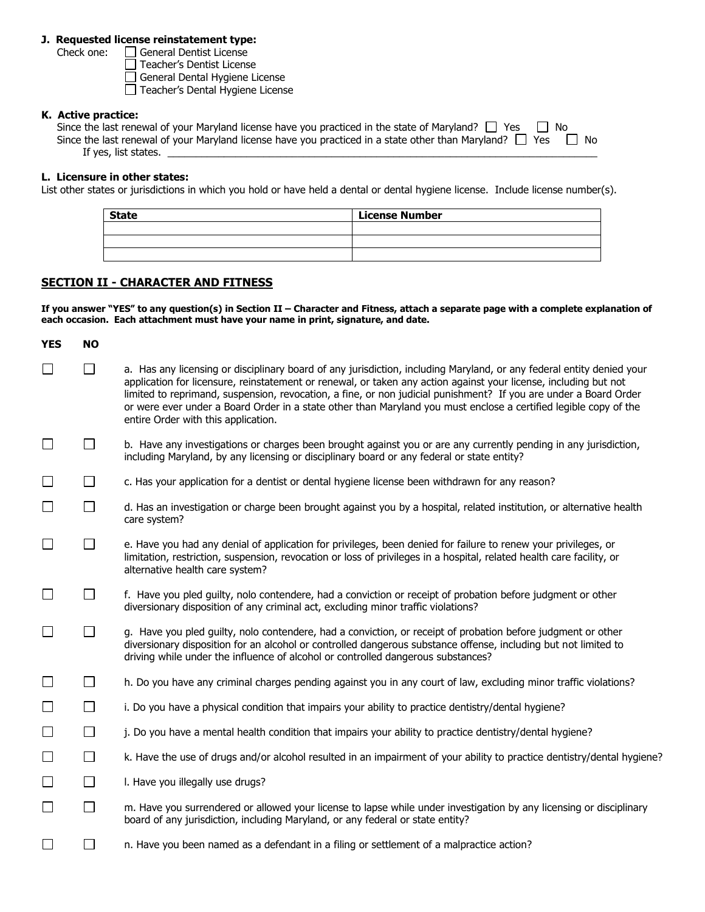**J. Requested license reinstatement type:**

Check one:
- ☐ General Dentist License
- ☐ Teacher's Dentist License
- ☐ General Dental Hygiene License
- ☐ Teacher's Dental Hygiene License

**K. Active practice:**

Since the last renewal of your Maryland license have you practiced in the state of Maryland? ☐ Yes ☐ No

Since the last renewal of your Maryland license have you practiced in a state other than Maryland? ☐ Yes ☐ No

If yes, list states. ______________________________

**L. Licensure in other states:**

List other states or jurisdictions in which you hold or have held a dental or dental hygiene license. Include license number(s).

| State | License Number |
|---|---|
| | |
| | |
| | |

## SECTION II - CHARACTER AND FITNESS

**If you answer "YES" to any question(s) in Section II – Character and Fitness, attach a separate page with a complete explanation of each occasion. Each attachment must have your name in print, signature, and date.**

| YES | NO | |
|---|---|---|
| ☐ | ☐ | a. Has any licensing or disciplinary board of any jurisdiction, including Maryland, or any federal entity denied your application for licensure, reinstatement or renewal, or taken any action against your license, including but not limited to reprimand, suspension, revocation, a fine, or non judicial punishment? If you are under a Board Order or were ever under a Board Order in a state other than Maryland you must enclose a certified legible copy of the entire Order with this application. |
| ☐ | ☐ | b. Have any investigations or charges been brought against you or are any currently pending in any jurisdiction, including Maryland, by any licensing or disciplinary board or any federal or state entity? |
| ☐ | ☐ | c. Has your application for a dentist or dental hygiene license been withdrawn for any reason? |
| ☐ | ☐ | d. Has an investigation or charge been brought against you by a hospital, related institution, or alternative health care system? |
| ☐ | ☐ | e. Have you had any denial of application for privileges, been denied for failure to renew your privileges, or limitation, restriction, suspension, revocation or loss of privileges in a hospital, related health care facility, or alternative health care system? |
| ☐ | ☐ | f. Have you pled guilty, nolo contendere, had a conviction or receipt of probation before judgment or other diversionary disposition of any criminal act, excluding minor traffic violations? |
| ☐ | ☐ | g. Have you pled guilty, nolo contendere, had a conviction, or receipt of probation before judgment or other diversionary disposition for an alcohol or controlled dangerous substance offense, including but not limited to driving while under the influence of alcohol or controlled dangerous substances? |
| ☐ | ☐ | h. Do you have any criminal charges pending against you in any court of law, excluding minor traffic violations? |
| ☐ | ☐ | i. Do you have a physical condition that impairs your ability to practice dentistry/dental hygiene? |
| ☐ | ☐ | j. Do you have a mental health condition that impairs your ability to practice dentistry/dental hygiene? |
| ☐ | ☐ | k. Have the use of drugs and/or alcohol resulted in an impairment of your ability to practice dentistry/dental hygiene? |
| ☐ | ☐ | l. Have you illegally use drugs? |
| ☐ | ☐ | m. Have you surrendered or allowed your license to lapse while under investigation by any licensing or disciplinary board of any jurisdiction, including Maryland, or any federal or state entity? |
| ☐ | ☐ | n. Have you been named as a defendant in a filing or settlement of a malpractice action? |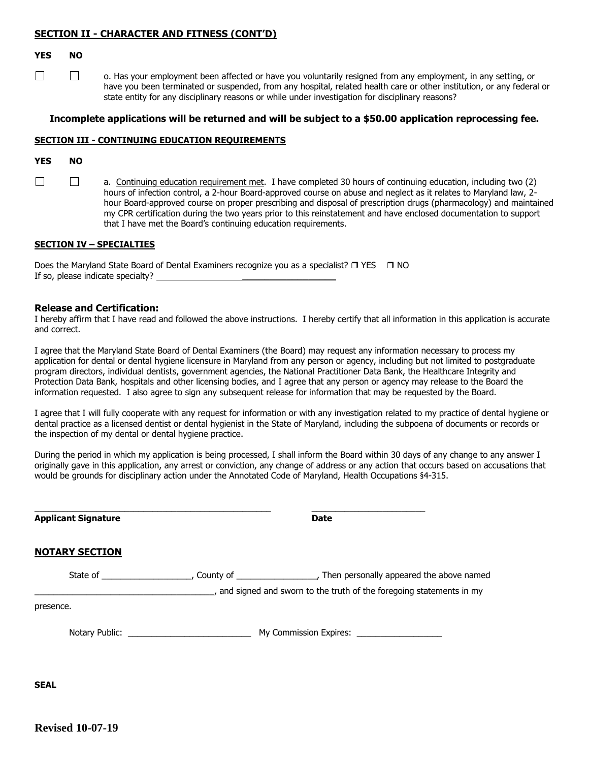## SECTION II - CHARACTER AND FITNESS (CONT'D)

**YES NO**

☐ ☐ o. Has your employment been affected or have you voluntarily resigned from any employment, in any setting, or have you been terminated or suspended, from any hospital, related health care or other institution, or any federal or state entity for any disciplinary reasons or while under investigation for disciplinary reasons?

**Incomplete applications will be returned and will be subject to a $50.00 application reprocessing fee.**

## SECTION III - CONTINUING EDUCATION REQUIREMENTS

**YES NO**

☐ ☐ a. Continuing education requirement met. I have completed 30 hours of continuing education, including two (2) hours of infection control, a 2-hour Board-approved course on abuse and neglect as it relates to Maryland law, 2-hour Board-approved course on proper prescribing and disposal of prescription drugs (pharmacology) and maintained my CPR certification during the two years prior to this reinstatement and have enclosed documentation to support that I have met the Board's continuing education requirements.

## SECTION IV – SPECIALTIES

Does the Maryland State Board of Dental Examiners recognize you as a specialist? ☐ YES ☐ NO
If so, please indicate specialty? ______________________________________

### Release and Certification:

I hereby affirm that I have read and followed the above instructions. I hereby certify that all information in this application is accurate and correct.

I agree that the Maryland State Board of Dental Examiners (the Board) may request any information necessary to process my application for dental or dental hygiene licensure in Maryland from any person or agency, including but not limited to postgraduate program directors, individual dentists, government agencies, the National Practitioner Data Bank, the Healthcare Integrity and Protection Data Bank, hospitals and other licensing bodies, and I agree that any person or agency may release to the Board the information requested. I also agree to sign any subsequent release for information that may be requested by the Board.

I agree that I will fully cooperate with any request for information or with any investigation related to my practice of dental hygiene or dental practice as a licensed dentist or dental hygienist in the State of Maryland, including the subpoena of documents or records or the inspection of my dental or dental hygiene practice.

During the period in which my application is being processed, I shall inform the Board within 30 days of any change to any answer I originally gave in this application, any arrest or conviction, any change of address or any action that occurs based on accusations that would be grounds for disciplinary action under the Annotated Code of Maryland, Health Occupations §4-315.

__________________________________________________ ________________________

**Applicant Signature** **Date**

## NOTARY SECTION

State of ___________________, County of _________________, Then personally appeared the above named

_______________________________________, and signed and sworn to the truth of the foregoing statements in my presence.

Notary Public: __________________________ My Commission Expires: __________________

**SEAL**

**Revised 10-07-19**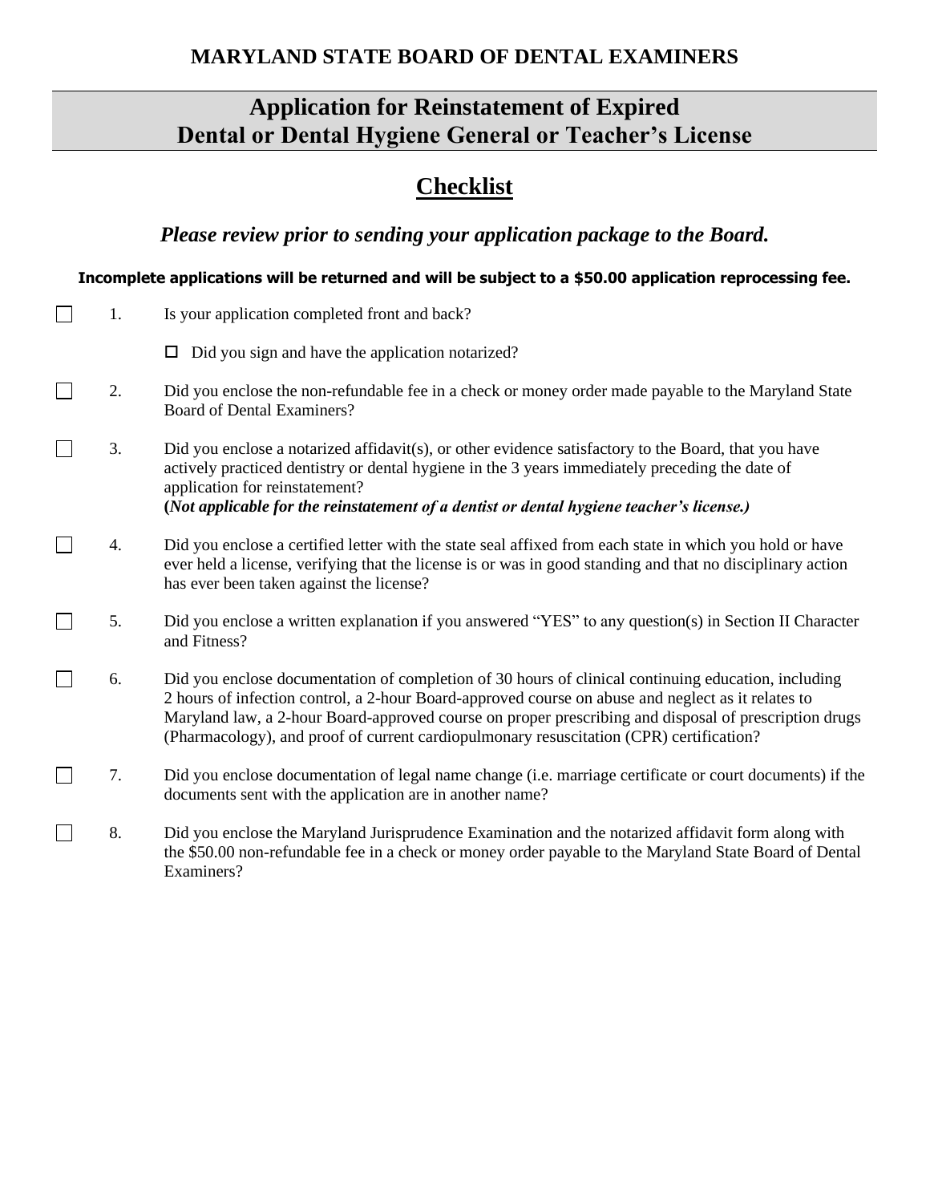**MARYLAND STATE BOARD OF DENTAL EXAMINERS**

# Application for Reinstatement of Expired Dental or Dental Hygiene General or Teacher's License

## Checklist

***Please review prior to sending your application package to the Board.***

**Incomplete applications will be returned and will be subject to a $50.00 application reprocessing fee.**

☐ 1. Is your application completed front and back?

  ☐ Did you sign and have the application notarized?

☐ 2. Did you enclose the non-refundable fee in a check or money order made payable to the Maryland State Board of Dental Examiners?

☐ 3. Did you enclose a notarized affidavit(s), or other evidence satisfactory to the Board, that you have actively practiced dentistry or dental hygiene in the 3 years immediately preceding the date of application for reinstatement?
**(*Not applicable for the reinstatement of a dentist or dental hygiene teacher's license.)***

☐ 4. Did you enclose a certified letter with the state seal affixed from each state in which you hold or have ever held a license, verifying that the license is or was in good standing and that no disciplinary action has ever been taken against the license?

☐ 5. Did you enclose a written explanation if you answered "YES" to any question(s) in Section II Character and Fitness?

☐ 6. Did you enclose documentation of completion of 30 hours of clinical continuing education, including 2 hours of infection control, a 2-hour Board-approved course on abuse and neglect as it relates to Maryland law, a 2-hour Board-approved course on proper prescribing and disposal of prescription drugs (Pharmacology), and proof of current cardiopulmonary resuscitation (CPR) certification?

☐ 7. Did you enclose documentation of legal name change (i.e. marriage certificate or court documents) if the documents sent with the application are in another name?

☐ 8. Did you enclose the Maryland Jurisprudence Examination and the notarized affidavit form along with the $50.00 non-refundable fee in a check or money order payable to the Maryland State Board of Dental Examiners?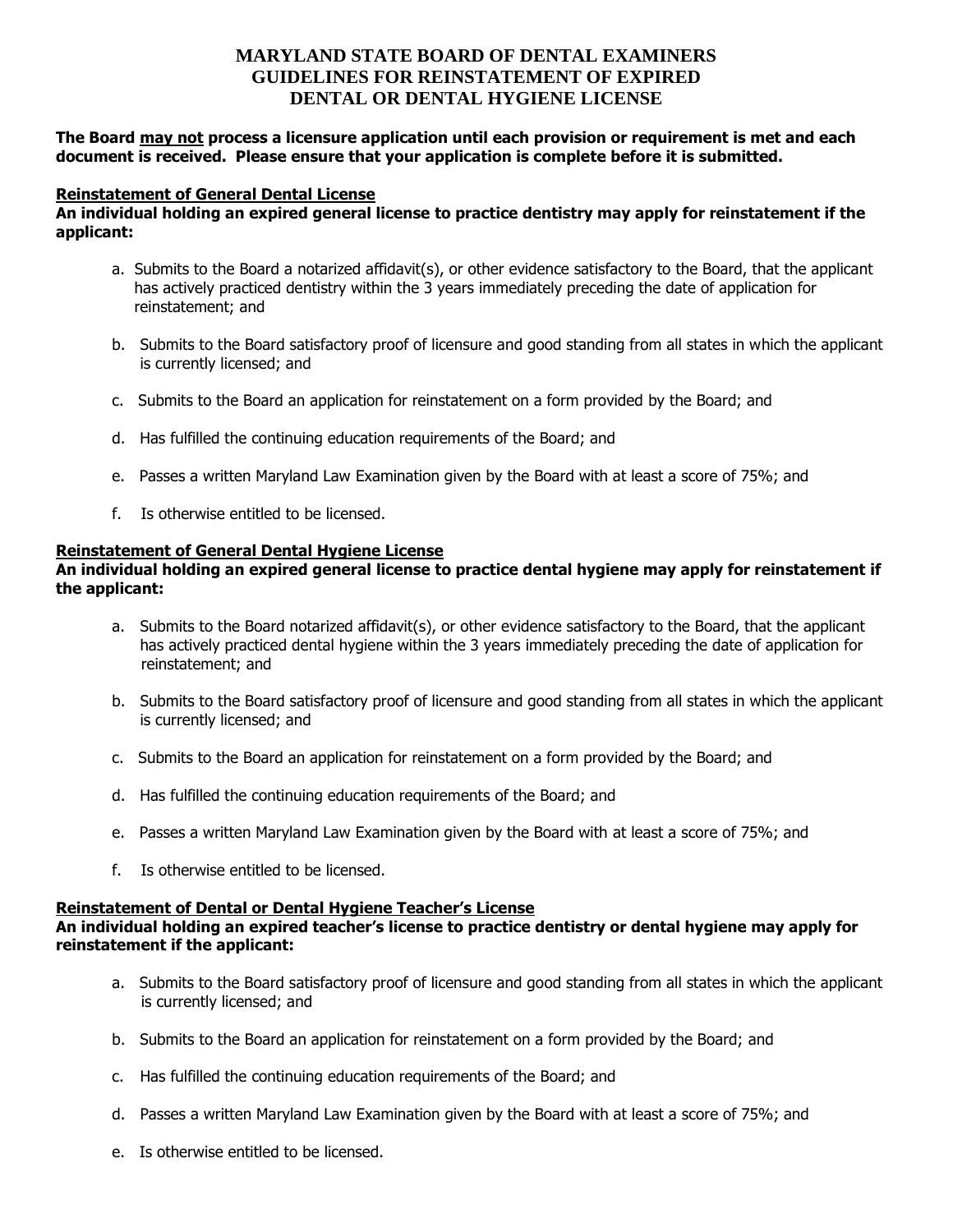# MARYLAND STATE BOARD OF DENTAL EXAMINERS
# GUIDELINES FOR REINSTATEMENT OF EXPIRED DENTAL OR DENTAL HYGIENE LICENSE

**The Board may not process a licensure application until each provision or requirement is met and each document is received. Please ensure that your application is complete before it is submitted.**

## Reinstatement of General Dental License

**An individual holding an expired general license to practice dentistry may apply for reinstatement if the applicant:**

a. Submits to the Board a notarized affidavit(s), or other evidence satisfactory to the Board, that the applicant has actively practiced dentistry within the 3 years immediately preceding the date of application for reinstatement; and

b. Submits to the Board satisfactory proof of licensure and good standing from all states in which the applicant is currently licensed; and

c. Submits to the Board an application for reinstatement on a form provided by the Board; and

d. Has fulfilled the continuing education requirements of the Board; and

e. Passes a written Maryland Law Examination given by the Board with at least a score of 75%; and

f. Is otherwise entitled to be licensed.

## Reinstatement of General Dental Hygiene License

**An individual holding an expired general license to practice dental hygiene may apply for reinstatement if the applicant:**

a. Submits to the Board notarized affidavit(s), or other evidence satisfactory to the Board, that the applicant has actively practiced dental hygiene within the 3 years immediately preceding the date of application for reinstatement; and

b. Submits to the Board satisfactory proof of licensure and good standing from all states in which the applicant is currently licensed; and

c. Submits to the Board an application for reinstatement on a form provided by the Board; and

d. Has fulfilled the continuing education requirements of the Board; and

e. Passes a written Maryland Law Examination given by the Board with at least a score of 75%; and

f. Is otherwise entitled to be licensed.

## Reinstatement of Dental or Dental Hygiene Teacher's License

**An individual holding an expired teacher's license to practice dentistry or dental hygiene may apply for reinstatement if the applicant:**

a. Submits to the Board satisfactory proof of licensure and good standing from all states in which the applicant is currently licensed; and

b. Submits to the Board an application for reinstatement on a form provided by the Board; and

c. Has fulfilled the continuing education requirements of the Board; and

d. Passes a written Maryland Law Examination given by the Board with at least a score of 75%; and

e. Is otherwise entitled to be licensed.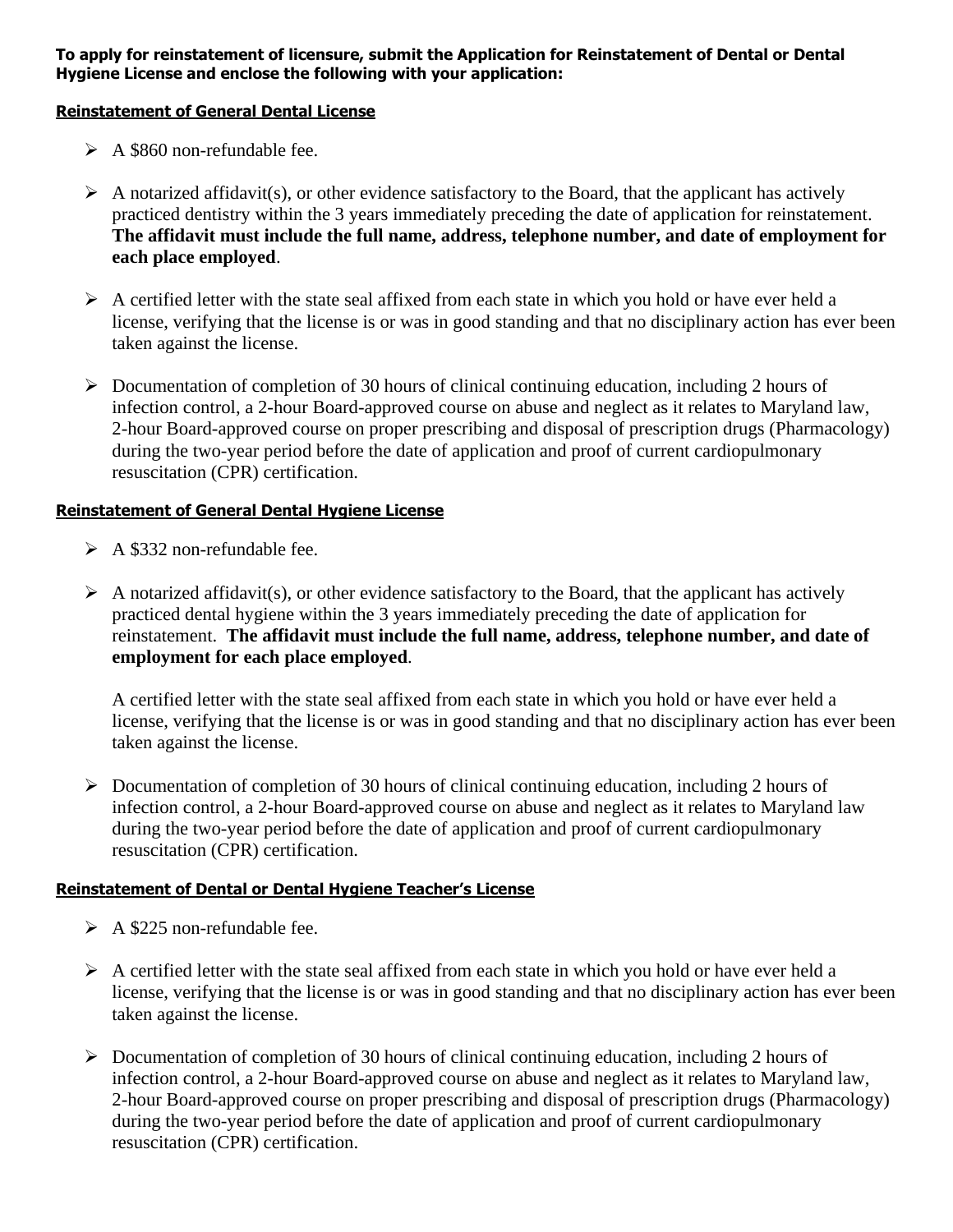**To apply for reinstatement of licensure, submit the Application for Reinstatement of Dental or Dental Hygiene License and enclose the following with your application:**

**Reinstatement of General Dental License**

- A $860 non-refundable fee.
- A notarized affidavit(s), or other evidence satisfactory to the Board, that the applicant has actively practiced dentistry within the 3 years immediately preceding the date of application for reinstatement. **The affidavit must include the full name, address, telephone number, and date of employment for each place employed**.
- A certified letter with the state seal affixed from each state in which you hold or have ever held a license, verifying that the license is or was in good standing and that no disciplinary action has ever been taken against the license.
- Documentation of completion of 30 hours of clinical continuing education, including 2 hours of infection control, a 2-hour Board-approved course on abuse and neglect as it relates to Maryland law, 2-hour Board-approved course on proper prescribing and disposal of prescription drugs (Pharmacology) during the two-year period before the date of application and proof of current cardiopulmonary resuscitation (CPR) certification.

**Reinstatement of General Dental Hygiene License**

- A $332 non-refundable fee.
- A notarized affidavit(s), or other evidence satisfactory to the Board, that the applicant has actively practiced dental hygiene within the 3 years immediately preceding the date of application for reinstatement. **The affidavit must include the full name, address, telephone number, and date of employment for each place employed**.

  A certified letter with the state seal affixed from each state in which you hold or have ever held a license, verifying that the license is or was in good standing and that no disciplinary action has ever been taken against the license.
- Documentation of completion of 30 hours of clinical continuing education, including 2 hours of infection control, a 2-hour Board-approved course on abuse and neglect as it relates to Maryland law during the two-year period before the date of application and proof of current cardiopulmonary resuscitation (CPR) certification.

**Reinstatement of Dental or Dental Hygiene Teacher's License**

- A $225 non-refundable fee.
- A certified letter with the state seal affixed from each state in which you hold or have ever held a license, verifying that the license is or was in good standing and that no disciplinary action has ever been taken against the license.
- Documentation of completion of 30 hours of clinical continuing education, including 2 hours of infection control, a 2-hour Board-approved course on abuse and neglect as it relates to Maryland law, 2-hour Board-approved course on proper prescribing and disposal of prescription drugs (Pharmacology) during the two-year period before the date of application and proof of current cardiopulmonary resuscitation (CPR) certification.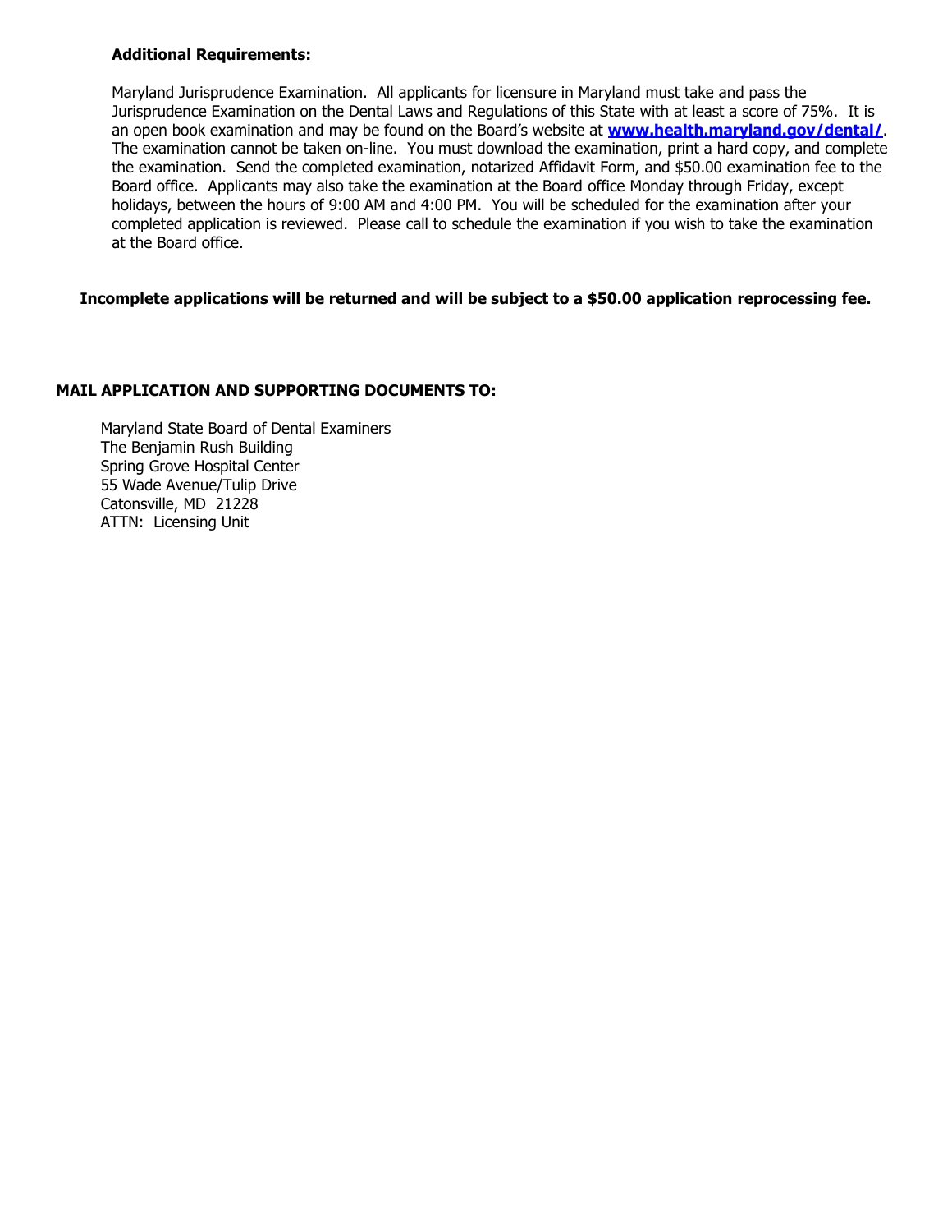**Additional Requirements:**

Maryland Jurisprudence Examination. All applicants for licensure in Maryland must take and pass the Jurisprudence Examination on the Dental Laws and Regulations of this State with at least a score of 75%. It is an open book examination and may be found on the Board's website at **www.health.maryland.gov/dental/**. The examination cannot be taken on-line. You must download the examination, print a hard copy, and complete the examination. Send the completed examination, notarized Affidavit Form, and $50.00 examination fee to the Board office. Applicants may also take the examination at the Board office Monday through Friday, except holidays, between the hours of 9:00 AM and 4:00 PM. You will be scheduled for the examination after your completed application is reviewed. Please call to schedule the examination if you wish to take the examination at the Board office.

**Incomplete applications will be returned and will be subject to a $50.00 application reprocessing fee.**

**MAIL APPLICATION AND SUPPORTING DOCUMENTS TO:**

Maryland State Board of Dental Examiners
The Benjamin Rush Building
Spring Grove Hospital Center
55 Wade Avenue/Tulip Drive
Catonsville, MD 21228
ATTN: Licensing Unit